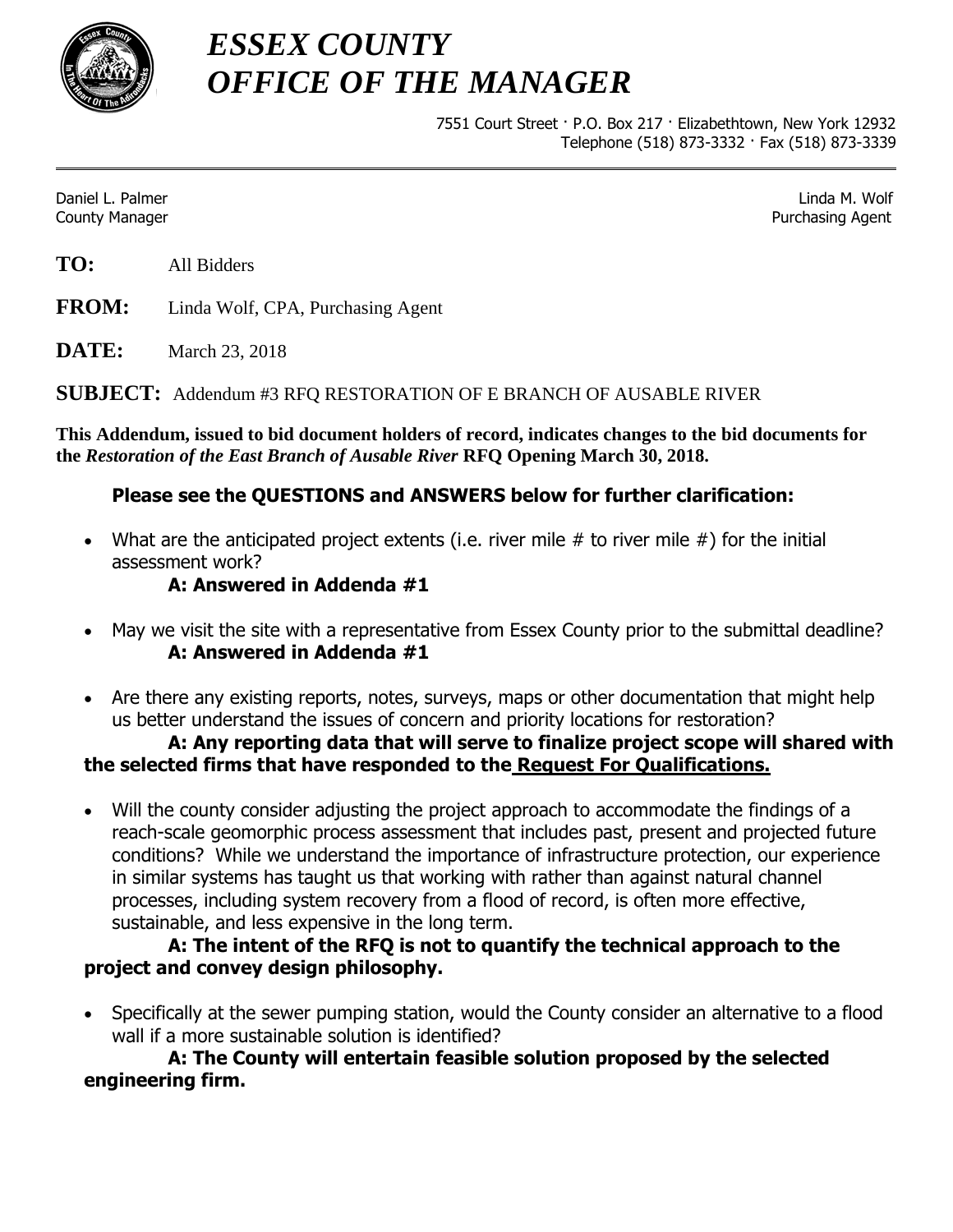# *ESSEX COUNTY*
# *OFFICE OF THE MANAGER*

7551 Court Street · P.O. Box 217 · Elizabethtown, New York 12932
Telephone (518) 873-3332 · Fax (518) 873-3339

---

Daniel L. Palmer
County Manager

Linda M. Wolf
Purchasing Agent

**TO:** All Bidders

**FROM:** Linda Wolf, CPA, Purchasing Agent

**DATE:** March 23, 2018

**SUBJECT:** Addendum #3 RFQ RESTORATION OF E BRANCH OF AUSABLE RIVER

**This Addendum, issued to bid document holders of record, indicates changes to the bid documents for the *Restoration of the East Branch of Ausable River* RFQ Opening March 30, 2018.**

**Please see the QUESTIONS and ANSWERS below for further clarification:**

- What are the anticipated project extents (i.e. river mile # to river mile #) for the initial assessment work?

  **A: Answered in Addenda #1**

- May we visit the site with a representative from Essex County prior to the submittal deadline?

  **A: Answered in Addenda #1**

- Are there any existing reports, notes, surveys, maps or other documentation that might help us better understand the issues of concern and priority locations for restoration?

  **A: Any reporting data that will serve to finalize project scope will shared with the selected firms that have responded to the <u>Request For Qualifications.</u>**

- Will the county consider adjusting the project approach to accommodate the findings of a reach-scale geomorphic process assessment that includes past, present and projected future conditions? While we understand the importance of infrastructure protection, our experience in similar systems has taught us that working with rather than against natural channel processes, including system recovery from a flood of record, is often more effective, sustainable, and less expensive in the long term.

  **A: The intent of the RFQ is not to quantify the technical approach to the project and convey design philosophy.**

- Specifically at the sewer pumping station, would the County consider an alternative to a flood wall if a more sustainable solution is identified?

  **A: The County will entertain feasible solution proposed by the selected engineering firm.**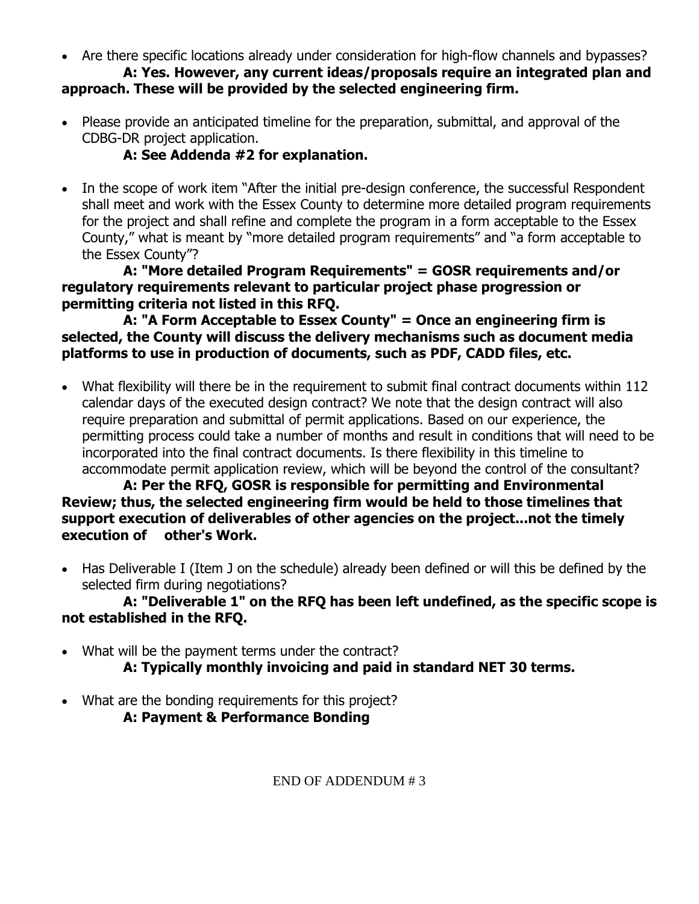- Are there specific locations already under consideration for high-flow channels and bypasses?

  **A: Yes. However, any current ideas/proposals require an integrated plan and approach. These will be provided by the selected engineering firm.**

- Please provide an anticipated timeline for the preparation, submittal, and approval of the CDBG-DR project application.

  **A: See Addenda #2 for explanation.**

- In the scope of work item "After the initial pre-design conference, the successful Respondent shall meet and work with the Essex County to determine more detailed program requirements for the project and shall refine and complete the program in a form acceptable to the Essex County," what is meant by "more detailed program requirements" and "a form acceptable to the Essex County"?

  **A: "More detailed Program Requirements" = GOSR requirements and/or regulatory requirements relevant to particular project phase progression or permitting criteria not listed in this RFQ.**

  **A: "A Form Acceptable to Essex County" = Once an engineering firm is selected, the County will discuss the delivery mechanisms such as document media platforms to use in production of documents, such as PDF, CADD files, etc.**

- What flexibility will there be in the requirement to submit final contract documents within 112 calendar days of the executed design contract? We note that the design contract will also require preparation and submittal of permit applications. Based on our experience, the permitting process could take a number of months and result in conditions that will need to be incorporated into the final contract documents. Is there flexibility in this timeline to accommodate permit application review, which will be beyond the control of the consultant?

  **A: Per the RFQ, GOSR is responsible for permitting and Environmental Review; thus, the selected engineering firm would be held to those timelines that support execution of deliverables of other agencies on the project...not the timely execution of other's Work.**

- Has Deliverable I (Item J on the schedule) already been defined or will this be defined by the selected firm during negotiations?

  **A: "Deliverable 1" on the RFQ has been left undefined, as the specific scope is not established in the RFQ.**

- What will be the payment terms under the contract?

  **A: Typically monthly invoicing and paid in standard NET 30 terms.**

- What are the bonding requirements for this project?

  **A: Payment & Performance Bonding**

END OF ADDENDUM # 3